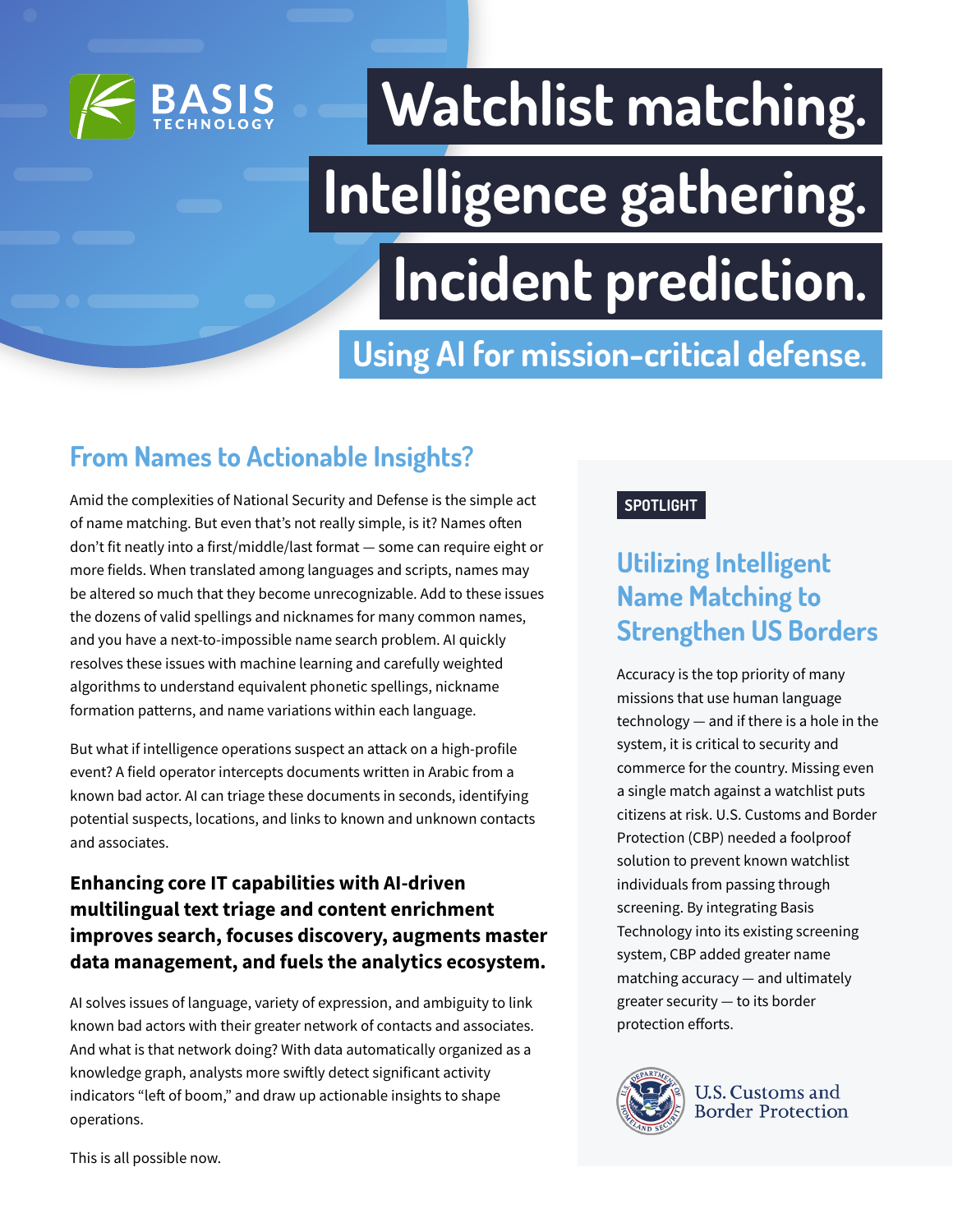BASIS TECHNOLOGY

# Watchlist matching. Intelligence gathering. Incident prediction.

## Using AI for mission-critical defense.

## From Names to Actionable Insights?

Amid the complexities of National Security and Defense is the simple act of name matching. But even that's not really simple, is it? Names often don't fit neatly into a first/middle/last format — some can require eight or more fields. When translated among languages and scripts, names may be altered so much that they become unrecognizable. Add to these issues the dozens of valid spellings and nicknames for many common names, and you have a next-to-impossible name search problem. AI quickly resolves these issues with machine learning and carefully weighted algorithms to understand equivalent phonetic spellings, nickname formation patterns, and name variations within each language.

But what if intelligence operations suspect an attack on a high-profile event? A field operator intercepts documents written in Arabic from a known bad actor. AI can triage these documents in seconds, identifying potential suspects, locations, and links to known and unknown contacts and associates.

**Enhancing core IT capabilities with AI-driven multilingual text triage and content enrichment improves search, focuses discovery, augments master data management, and fuels the analytics ecosystem.**

AI solves issues of language, variety of expression, and ambiguity to link known bad actors with their greater network of contacts and associates. And what is that network doing? With data automatically organized as a knowledge graph, analysts more swiftly detect significant activity indicators "left of boom," and draw up actionable insights to shape operations.

This is all possible now.

**SPOTLIGHT**

### Utilizing Intelligent Name Matching to Strengthen US Borders

Accuracy is the top priority of many missions that use human language technology — and if there is a hole in the system, it is critical to security and commerce for the country. Missing even a single match against a watchlist puts citizens at risk. U.S. Customs and Border Protection (CBP) needed a foolproof solution to prevent known watchlist individuals from passing through screening. By integrating Basis Technology into its existing screening system, CBP added greater name matching accuracy — and ultimately greater security — to its border protection efforts.

U.S. Customs and Border Protection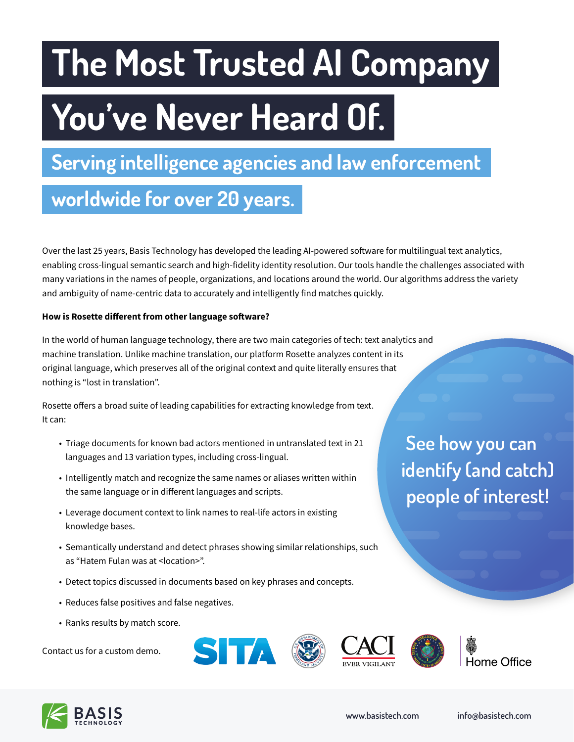# The Most Trusted AI Company You've Never Heard Of.

## Serving intelligence agencies and law enforcement worldwide for over 20 years.

Over the last 25 years, Basis Technology has developed the leading AI-powered software for multilingual text analytics, enabling cross-lingual semantic search and high-fidelity identity resolution. Our tools handle the challenges associated with many variations in the names of people, organizations, and locations around the world. Our algorithms address the variety and ambiguity of name-centric data to accurately and intelligently find matches quickly.

**How is Rosette different from other language software?**

In the world of human language technology, there are two main categories of tech: text analytics and machine translation. Unlike machine translation, our platform Rosette analyzes content in its original language, which preserves all of the original context and quite literally ensures that nothing is "lost in translation".

Rosette offers a broad suite of leading capabilities for extracting knowledge from text. It can:

- Triage documents for known bad actors mentioned in untranslated text in 21 languages and 13 variation types, including cross-lingual.
- Intelligently match and recognize the same names or aliases written within the same language or in different languages and scripts.
- Leverage document context to link names to real-life actors in existing knowledge bases.
- Semantically understand and detect phrases showing similar relationships, such as "Hatem Fulan was at <location>".
- Detect topics discussed in documents based on key phrases and concepts.
- Reduces false positives and false negatives.
- Ranks results by match score.

See how you can identify (and catch) people of interest!

Contact us for a custom demo.

SITA CACI EVER VIGILANT Home Office

BASIS TECHNOLOGY

www.basistech.com info@basistech.com